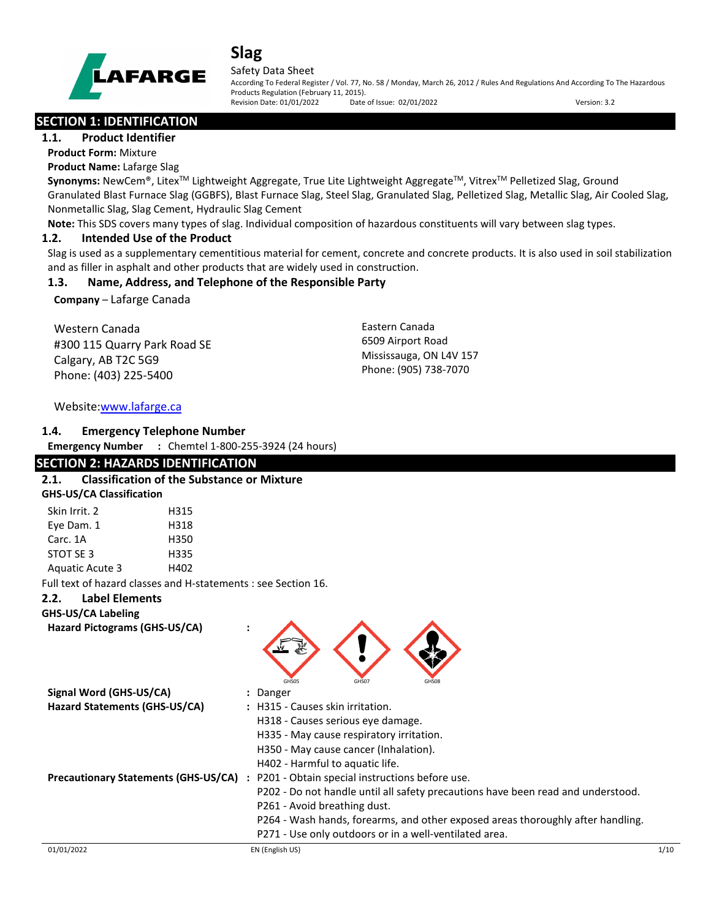# Slag

Safety Data Sheet

According To Federal Register / Vol. 77, No. 58 / Monday, March 26, 2012 / Rules And Regulations And According To The Hazardous Products Regulation (February 11, 2015).

Revision Date: 01/01/2022 Date of Issue: 02/01/2022 Version: 3.2

## SECTION 1: IDENTIFICATION

### 1.1. Product Identifier

**Product Form:** Mixture

**Product Name:** Lafarge Slag

**Synonyms:** NewCem®, Litex™ Lightweight Aggregate, True Lite Lightweight Aggregate™, Vitrex™ Pelletized Slag, Ground Granulated Blast Furnace Slag (GGBFS), Blast Furnace Slag, Steel Slag, Granulated Slag, Pelletized Slag, Metallic Slag, Air Cooled Slag, Nonmetallic Slag, Slag Cement, Hydraulic Slag Cement

**Note:** This SDS covers many types of slag. Individual composition of hazardous constituents will vary between slag types.

### 1.2. Intended Use of the Product

Slag is used as a supplementary cementitious material for cement, concrete and concrete products. It is also used in soil stabilization and as filler in asphalt and other products that are widely used in construction.

### 1.3. Name, Address, and Telephone of the Responsible Party

**Company** – Lafarge Canada

Western Canada
#300 115 Quarry Park Road SE
Calgary, AB T2C 5G9
Phone: (403) 225-5400

Eastern Canada
6509 Airport Road
Mississauga, ON L4V 157
Phone: (905) 738-7070

Website: www.lafarge.ca

### 1.4. Emergency Telephone Number

**Emergency Number** : Chemtel 1-800-255-3924 (24 hours)

## SECTION 2: HAZARDS IDENTIFICATION

### 2.1. Classification of the Substance or Mixture

**GHS-US/CA Classification**

| | |
|---|---|
| Skin Irrit. 2 | H315 |
| Eye Dam. 1 | H318 |
| Carc. 1A | H350 |
| STOT SE 3 | H335 |
| Aquatic Acute 3 | H402 |

Full text of hazard classes and H-statements : see Section 16.

### 2.2. Label Elements

**GHS-US/CA Labeling**

**Hazard Pictograms (GHS-US/CA)** :

GHS05 GHS07 GHS08

**Signal Word (GHS-US/CA)** : Danger

**Hazard Statements (GHS-US/CA)** :
H315 - Causes skin irritation.
H318 - Causes serious eye damage.
H335 - May cause respiratory irritation.
H350 - May cause cancer (Inhalation).
H402 - Harmful to aquatic life.

**Precautionary Statements (GHS-US/CA)** :
P201 - Obtain special instructions before use.
P202 - Do not handle until all safety precautions have been read and understood.
P261 - Avoid breathing dust.
P264 - Wash hands, forearms, and other exposed areas thoroughly after handling.
P271 - Use only outdoors or in a well-ventilated area.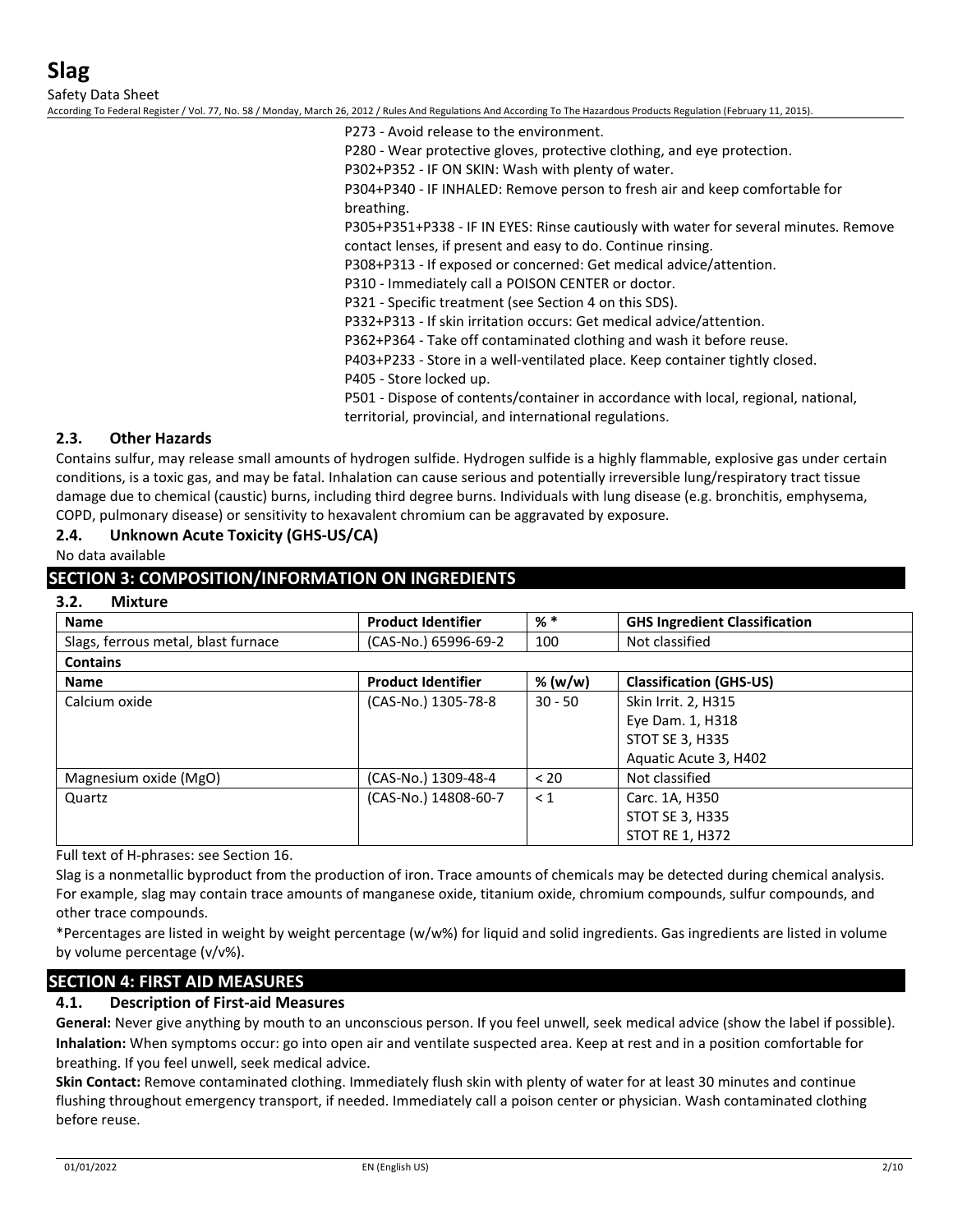P273 - Avoid release to the environment.
P280 - Wear protective gloves, protective clothing, and eye protection.
P302+P352 - IF ON SKIN: Wash with plenty of water.
P304+P340 - IF INHALED: Remove person to fresh air and keep comfortable for breathing.
P305+P351+P338 - IF IN EYES: Rinse cautiously with water for several minutes. Remove contact lenses, if present and easy to do. Continue rinsing.
P308+P313 - If exposed or concerned: Get medical advice/attention.
P310 - Immediately call a POISON CENTER or doctor.
P321 - Specific treatment (see Section 4 on this SDS).
P332+P313 - If skin irritation occurs: Get medical advice/attention.
P362+P364 - Take off contaminated clothing and wash it before reuse.
P403+P233 - Store in a well-ventilated place. Keep container tightly closed.
P405 - Store locked up.
P501 - Dispose of contents/container in accordance with local, regional, national, territorial, provincial, and international regulations.

### 2.3. Other Hazards

Contains sulfur, may release small amounts of hydrogen sulfide. Hydrogen sulfide is a highly flammable, explosive gas under certain conditions, is a toxic gas, and may be fatal. Inhalation can cause serious and potentially irreversible lung/respiratory tract tissue damage due to chemical (caustic) burns, including third degree burns. Individuals with lung disease (e.g. bronchitis, emphysema, COPD, pulmonary disease) or sensitivity to hexavalent chromium can be aggravated by exposure.

### 2.4. Unknown Acute Toxicity (GHS-US/CA)

No data available

## SECTION 3: COMPOSITION/INFORMATION ON INGREDIENTS

### 3.2. Mixture

| Name | Product Identifier | % * | GHS Ingredient Classification |
|---|---|---|---|
| Slags, ferrous metal, blast furnace | (CAS-No.) 65996-69-2 | 100 | Not classified |
| **Contains** | | | |
| **Name** | **Product Identifier** | **% (w/w)** | **Classification (GHS-US)** |
| Calcium oxide | (CAS-No.) 1305-78-8 | 30 - 50 | Skin Irrit. 2, H315<br>Eye Dam. 1, H318<br>STOT SE 3, H335<br>Aquatic Acute 3, H402 |
| Magnesium oxide (MgO) | (CAS-No.) 1309-48-4 | < 20 | Not classified |
| Quartz | (CAS-No.) 14808-60-7 | < 1 | Carc. 1A, H350<br>STOT SE 3, H335<br>STOT RE 1, H372 |

Full text of H-phrases: see Section 16.

Slag is a nonmetallic byproduct from the production of iron. Trace amounts of chemicals may be detected during chemical analysis. For example, slag may contain trace amounts of manganese oxide, titanium oxide, chromium compounds, sulfur compounds, and other trace compounds.

*Percentages are listed in weight by weight percentage (w/w%) for liquid and solid ingredients. Gas ingredients are listed in volume by volume percentage (v/v%).

## SECTION 4: FIRST AID MEASURES

### 4.1. Description of First-aid Measures

**General:** Never give anything by mouth to an unconscious person. If you feel unwell, seek medical advice (show the label if possible).

**Inhalation:** When symptoms occur: go into open air and ventilate suspected area. Keep at rest and in a position comfortable for breathing. If you feel unwell, seek medical advice.

**Skin Contact:** Remove contaminated clothing. Immediately flush skin with plenty of water for at least 30 minutes and continue flushing throughout emergency transport, if needed. Immediately call a poison center or physician. Wash contaminated clothing before reuse.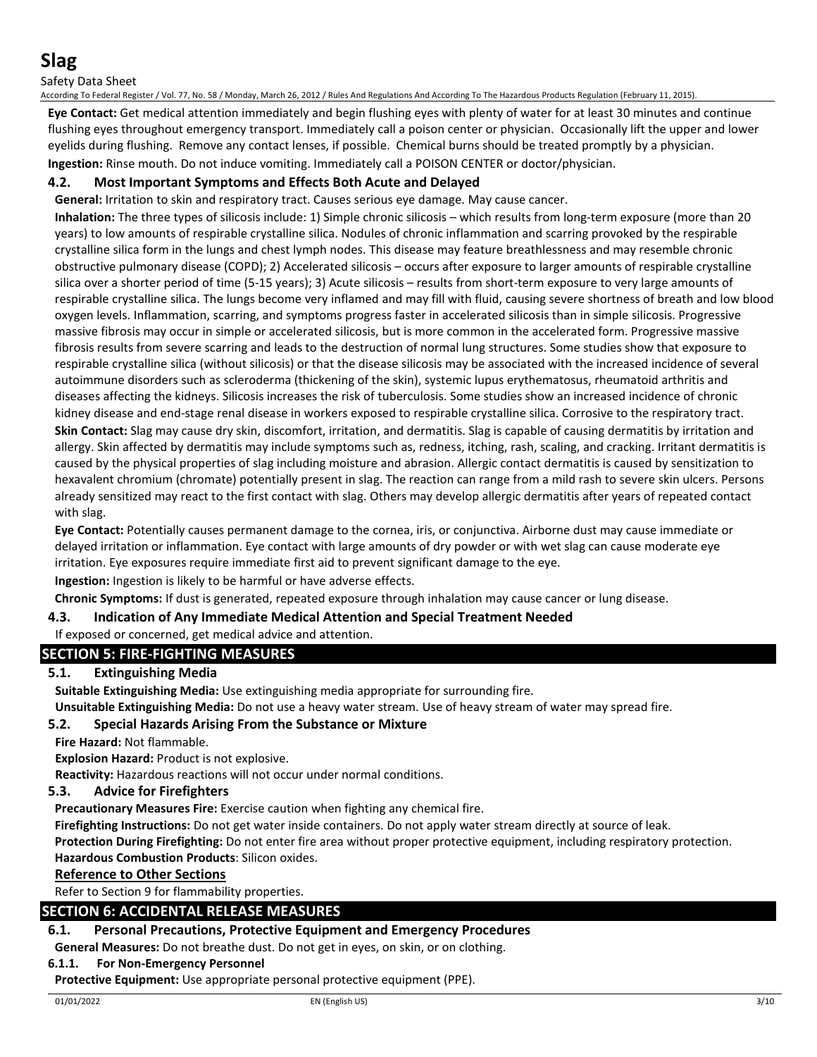**Eye Contact:** Get medical attention immediately and begin flushing eyes with plenty of water for at least 30 minutes and continue flushing eyes throughout emergency transport. Immediately call a poison center or physician. Occasionally lift the upper and lower eyelids during flushing. Remove any contact lenses, if possible. Chemical burns should be treated promptly by a physician.

**Ingestion:** Rinse mouth. Do not induce vomiting. Immediately call a POISON CENTER or doctor/physician.

### 4.2. Most Important Symptoms and Effects Both Acute and Delayed

**General:** Irritation to skin and respiratory tract. Causes serious eye damage. May cause cancer.

**Inhalation:** The three types of silicosis include: 1) Simple chronic silicosis – which results from long-term exposure (more than 20 years) to low amounts of respirable crystalline silica. Nodules of chronic inflammation and scarring provoked by the respirable crystalline silica form in the lungs and chest lymph nodes. This disease may feature breathlessness and may resemble chronic obstructive pulmonary disease (COPD); 2) Accelerated silicosis – occurs after exposure to larger amounts of respirable crystalline silica over a shorter period of time (5-15 years); 3) Acute silicosis – results from short-term exposure to very large amounts of respirable crystalline silica. The lungs become very inflamed and may fill with fluid, causing severe shortness of breath and low blood oxygen levels. Inflammation, scarring, and symptoms progress faster in accelerated silicosis than in simple silicosis. Progressive massive fibrosis may occur in simple or accelerated silicosis, but is more common in the accelerated form. Progressive massive fibrosis results from severe scarring and leads to the destruction of normal lung structures. Some studies show that exposure to respirable crystalline silica (without silicosis) or that the disease silicosis may be associated with the increased incidence of several autoimmune disorders such as scleroderma (thickening of the skin), systemic lupus erythematosus, rheumatoid arthritis and diseases affecting the kidneys. Silicosis increases the risk of tuberculosis. Some studies show an increased incidence of chronic kidney disease and end-stage renal disease in workers exposed to respirable crystalline silica. Corrosive to the respiratory tract.

**Skin Contact:** Slag may cause dry skin, discomfort, irritation, and dermatitis. Slag is capable of causing dermatitis by irritation and allergy. Skin affected by dermatitis may include symptoms such as, redness, itching, rash, scaling, and cracking. Irritant dermatitis is caused by the physical properties of slag including moisture and abrasion. Allergic contact dermatitis is caused by sensitization to hexavalent chromium (chromate) potentially present in slag. The reaction can range from a mild rash to severe skin ulcers. Persons already sensitized may react to the first contact with slag. Others may develop allergic dermatitis after years of repeated contact with slag.

**Eye Contact:** Potentially causes permanent damage to the cornea, iris, or conjunctiva. Airborne dust may cause immediate or delayed irritation or inflammation. Eye contact with large amounts of dry powder or with wet slag can cause moderate eye irritation. Eye exposures require immediate first aid to prevent significant damage to the eye.

**Ingestion:** Ingestion is likely to be harmful or have adverse effects.

**Chronic Symptoms:** If dust is generated, repeated exposure through inhalation may cause cancer or lung disease.

### 4.3. Indication of Any Immediate Medical Attention and Special Treatment Needed

If exposed or concerned, get medical advice and attention.

## SECTION 5: FIRE-FIGHTING MEASURES

### 5.1. Extinguishing Media

**Suitable Extinguishing Media:** Use extinguishing media appropriate for surrounding fire.

**Unsuitable Extinguishing Media:** Do not use a heavy water stream. Use of heavy stream of water may spread fire.

### 5.2. Special Hazards Arising From the Substance or Mixture

**Fire Hazard:** Not flammable.

**Explosion Hazard:** Product is not explosive.

**Reactivity:** Hazardous reactions will not occur under normal conditions.

### 5.3. Advice for Firefighters

**Precautionary Measures Fire:** Exercise caution when fighting any chemical fire.

**Firefighting Instructions:** Do not get water inside containers. Do not apply water stream directly at source of leak.

**Protection During Firefighting:** Do not enter fire area without proper protective equipment, including respiratory protection.

**Hazardous Combustion Products**: Silicon oxides.

**Reference to Other Sections**

Refer to Section 9 for flammability properties.

## SECTION 6: ACCIDENTAL RELEASE MEASURES

### 6.1. Personal Precautions, Protective Equipment and Emergency Procedures

**General Measures:** Do not breathe dust. Do not get in eyes, on skin, or on clothing.

#### 6.1.1. For Non-Emergency Personnel

**Protective Equipment:** Use appropriate personal protective equipment (PPE).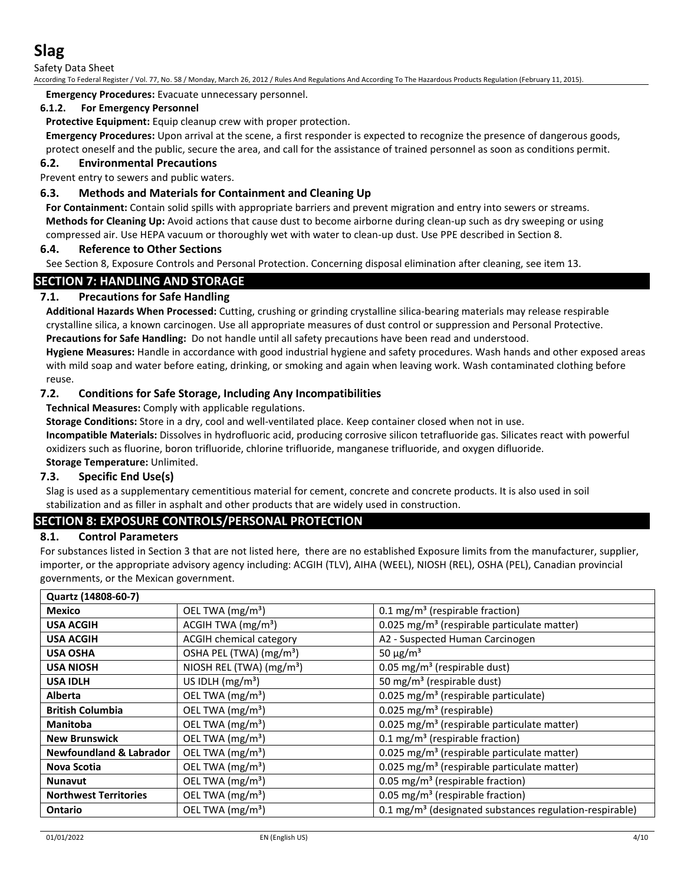**Emergency Procedures:** Evacuate unnecessary personnel.

#### 6.1.2. For Emergency Personnel

**Protective Equipment:** Equip cleanup crew with proper protection.

**Emergency Procedures:** Upon arrival at the scene, a first responder is expected to recognize the presence of dangerous goods, protect oneself and the public, secure the area, and call for the assistance of trained personnel as soon as conditions permit.

### 6.2. Environmental Precautions

Prevent entry to sewers and public waters.

### 6.3. Methods and Materials for Containment and Cleaning Up

**For Containment:** Contain solid spills with appropriate barriers and prevent migration and entry into sewers or streams.

**Methods for Cleaning Up:** Avoid actions that cause dust to become airborne during clean-up such as dry sweeping or using compressed air. Use HEPA vacuum or thoroughly wet with water to clean-up dust. Use PPE described in Section 8.

### 6.4. Reference to Other Sections

See Section 8, Exposure Controls and Personal Protection. Concerning disposal elimination after cleaning, see item 13.

## SECTION 7: HANDLING AND STORAGE

### 7.1. Precautions for Safe Handling

**Additional Hazards When Processed:** Cutting, crushing or grinding crystalline silica-bearing materials may release respirable crystalline silica, a known carcinogen. Use all appropriate measures of dust control or suppression and Personal Protective.

**Precautions for Safe Handling:** Do not handle until all safety precautions have been read and understood.

**Hygiene Measures:** Handle in accordance with good industrial hygiene and safety procedures. Wash hands and other exposed areas with mild soap and water before eating, drinking, or smoking and again when leaving work. Wash contaminated clothing before reuse.

### 7.2. Conditions for Safe Storage, Including Any Incompatibilities

**Technical Measures:** Comply with applicable regulations.

**Storage Conditions:** Store in a dry, cool and well-ventilated place. Keep container closed when not in use.

**Incompatible Materials:** Dissolves in hydrofluoric acid, producing corrosive silicon tetrafluoride gas. Silicates react with powerful oxidizers such as fluorine, boron trifluoride, chlorine trifluoride, manganese trifluoride, and oxygen difluoride.

**Storage Temperature:** Unlimited.

### 7.3. Specific End Use(s)

Slag is used as a supplementary cementitious material for cement, concrete and concrete products. It is also used in soil stabilization and as filler in asphalt and other products that are widely used in construction.

## SECTION 8: EXPOSURE CONTROLS/PERSONAL PROTECTION

### 8.1. Control Parameters

For substances listed in Section 3 that are not listed here, there are no established Exposure limits from the manufacturer, supplier, importer, or the appropriate advisory agency including: ACGIH (TLV), AIHA (WEEL), NIOSH (REL), OSHA (PEL), Canadian provincial governments, or the Mexican government.

| Quartz (14808-60-7) | | |
|---|---|---|
| **Mexico** | OEL TWA (mg/m³) | 0.1 mg/m³ (respirable fraction) |
| **USA ACGIH** | ACGIH TWA (mg/m³) | 0.025 mg/m³ (respirable particulate matter) |
| **USA ACGIH** | ACGIH chemical category | A2 - Suspected Human Carcinogen |
| **USA OSHA** | OSHA PEL (TWA) (mg/m³) | 50 μg/m³ |
| **USA NIOSH** | NIOSH REL (TWA) (mg/m³) | 0.05 mg/m³ (respirable dust) |
| **USA IDLH** | US IDLH (mg/m³) | 50 mg/m³ (respirable dust) |
| **Alberta** | OEL TWA (mg/m³) | 0.025 mg/m³ (respirable particulate) |
| **British Columbia** | OEL TWA (mg/m³) | 0.025 mg/m³ (respirable) |
| **Manitoba** | OEL TWA (mg/m³) | 0.025 mg/m³ (respirable particulate matter) |
| **New Brunswick** | OEL TWA (mg/m³) | 0.1 mg/m³ (respirable fraction) |
| **Newfoundland & Labrador** | OEL TWA (mg/m³) | 0.025 mg/m³ (respirable particulate matter) |
| **Nova Scotia** | OEL TWA (mg/m³) | 0.025 mg/m³ (respirable particulate matter) |
| **Nunavut** | OEL TWA (mg/m³) | 0.05 mg/m³ (respirable fraction) |
| **Northwest Territories** | OEL TWA (mg/m³) | 0.05 mg/m³ (respirable fraction) |
| **Ontario** | OEL TWA (mg/m³) | 0.1 mg/m³ (designated substances regulation-respirable) |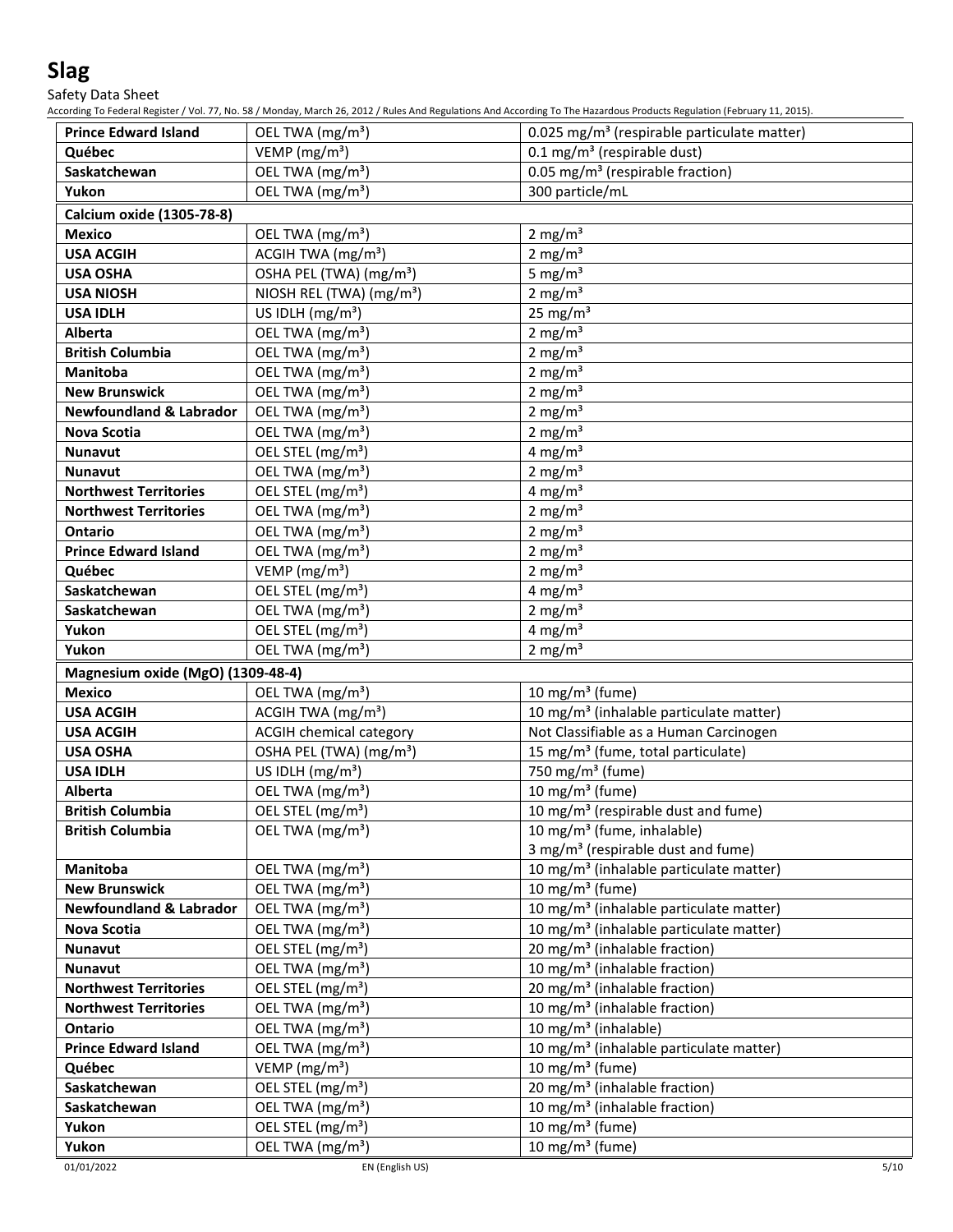| | | |
|---|---|---|
| **Prince Edward Island** | OEL TWA (mg/m³) | 0.025 mg/m³ (respirable particulate matter) |
| **Québec** | VEMP (mg/m³) | 0.1 mg/m³ (respirable dust) |
| **Saskatchewan** | OEL TWA (mg/m³) | 0.05 mg/m³ (respirable fraction) |
| **Yukon** | OEL TWA (mg/m³) | 300 particle/mL |
| **Calcium oxide (1305-78-8)** | | |
| **Mexico** | OEL TWA (mg/m³) | 2 mg/m³ |
| **USA ACGIH** | ACGIH TWA (mg/m³) | 2 mg/m³ |
| **USA OSHA** | OSHA PEL (TWA) (mg/m³) | 5 mg/m³ |
| **USA NIOSH** | NIOSH REL (TWA) (mg/m³) | 2 mg/m³ |
| **USA IDLH** | US IDLH (mg/m³) | 25 mg/m³ |
| **Alberta** | OEL TWA (mg/m³) | 2 mg/m³ |
| **British Columbia** | OEL TWA (mg/m³) | 2 mg/m³ |
| **Manitoba** | OEL TWA (mg/m³) | 2 mg/m³ |
| **New Brunswick** | OEL TWA (mg/m³) | 2 mg/m³ |
| **Newfoundland & Labrador** | OEL TWA (mg/m³) | 2 mg/m³ |
| **Nova Scotia** | OEL TWA (mg/m³) | 2 mg/m³ |
| **Nunavut** | OEL STEL (mg/m³) | 4 mg/m³ |
| **Nunavut** | OEL TWA (mg/m³) | 2 mg/m³ |
| **Northwest Territories** | OEL STEL (mg/m³) | 4 mg/m³ |
| **Northwest Territories** | OEL TWA (mg/m³) | 2 mg/m³ |
| **Ontario** | OEL TWA (mg/m³) | 2 mg/m³ |
| **Prince Edward Island** | OEL TWA (mg/m³) | 2 mg/m³ |
| **Québec** | VEMP (mg/m³) | 2 mg/m³ |
| **Saskatchewan** | OEL STEL (mg/m³) | 4 mg/m³ |
| **Saskatchewan** | OEL TWA (mg/m³) | 2 mg/m³ |
| **Yukon** | OEL STEL (mg/m³) | 4 mg/m³ |
| **Yukon** | OEL TWA (mg/m³) | 2 mg/m³ |
| **Magnesium oxide (MgO) (1309-48-4)** | | |
| **Mexico** | OEL TWA (mg/m³) | 10 mg/m³ (fume) |
| **USA ACGIH** | ACGIH TWA (mg/m³) | 10 mg/m³ (inhalable particulate matter) |
| **USA ACGIH** | ACGIH chemical category | Not Classifiable as a Human Carcinogen |
| **USA OSHA** | OSHA PEL (TWA) (mg/m³) | 15 mg/m³ (fume, total particulate) |
| **USA IDLH** | US IDLH (mg/m³) | 750 mg/m³ (fume) |
| **Alberta** | OEL TWA (mg/m³) | 10 mg/m³ (fume) |
| **British Columbia** | OEL STEL (mg/m³) | 10 mg/m³ (respirable dust and fume) |
| **British Columbia** | OEL TWA (mg/m³) | 10 mg/m³ (fume, inhalable)<br>3 mg/m³ (respirable dust and fume) |
| **Manitoba** | OEL TWA (mg/m³) | 10 mg/m³ (inhalable particulate matter) |
| **New Brunswick** | OEL TWA (mg/m³) | 10 mg/m³ (fume) |
| **Newfoundland & Labrador** | OEL TWA (mg/m³) | 10 mg/m³ (inhalable particulate matter) |
| **Nova Scotia** | OEL TWA (mg/m³) | 10 mg/m³ (inhalable particulate matter) |
| **Nunavut** | OEL STEL (mg/m³) | 20 mg/m³ (inhalable fraction) |
| **Nunavut** | OEL TWA (mg/m³) | 10 mg/m³ (inhalable fraction) |
| **Northwest Territories** | OEL STEL (mg/m³) | 20 mg/m³ (inhalable fraction) |
| **Northwest Territories** | OEL TWA (mg/m³) | 10 mg/m³ (inhalable fraction) |
| **Ontario** | OEL TWA (mg/m³) | 10 mg/m³ (inhalable) |
| **Prince Edward Island** | OEL TWA (mg/m³) | 10 mg/m³ (inhalable particulate matter) |
| **Québec** | VEMP (mg/m³) | 10 mg/m³ (fume) |
| **Saskatchewan** | OEL STEL (mg/m³) | 20 mg/m³ (inhalable fraction) |
| **Saskatchewan** | OEL TWA (mg/m³) | 10 mg/m³ (inhalable fraction) |
| **Yukon** | OEL STEL (mg/m³) | 10 mg/m³ (fume) |
| **Yukon** | OEL TWA (mg/m³) | 10 mg/m³ (fume) |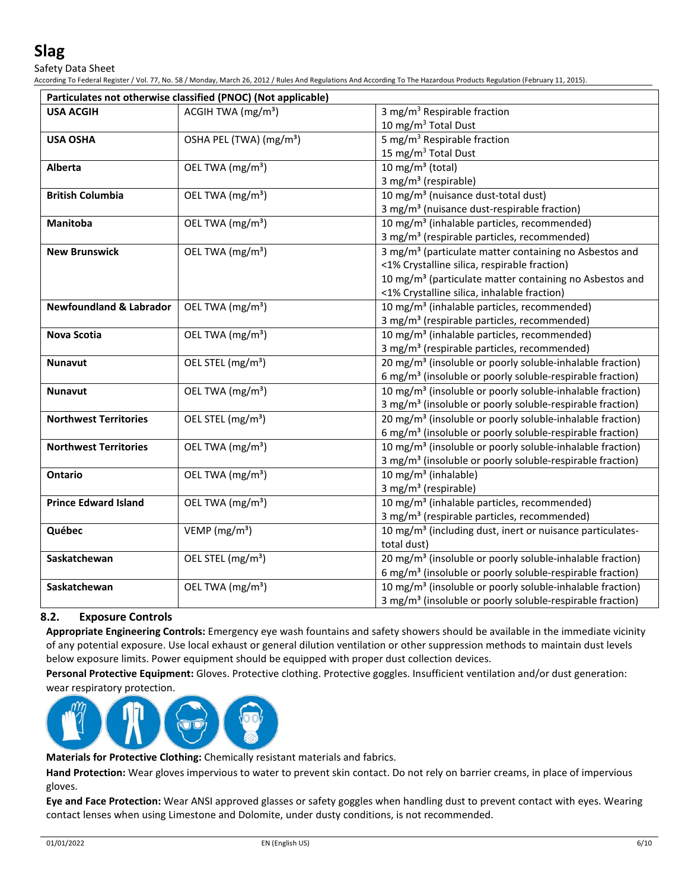| Particulates not otherwise classified (PNOC) (Not applicable) | | |
|---|---|---|
| **USA ACGIH** | ACGIH TWA ($mg/m^3$) | 3 $mg/m^3$ Respirable fraction<br>10 $mg/m^3$ Total Dust |
| **USA OSHA** | OSHA PEL (TWA) ($mg/m^3$) | 5 $mg/m^3$ Respirable fraction<br>15 $mg/m^3$ Total Dust |
| **Alberta** | OEL TWA ($mg/m^3$) | 10 $mg/m^3$ (total)<br>3 $mg/m^3$ (respirable) |
| **British Columbia** | OEL TWA ($mg/m^3$) | 10 $mg/m^3$ (nuisance dust-total dust)<br>3 $mg/m^3$ (nuisance dust-respirable fraction) |
| **Manitoba** | OEL TWA ($mg/m^3$) | 10 $mg/m^3$ (inhalable particles, recommended)<br>3 $mg/m^3$ (respirable particles, recommended) |
| **New Brunswick** | OEL TWA ($mg/m^3$) | 3 $mg/m^3$ (particulate matter containing no Asbestos and <1% Crystalline silica, respirable fraction)<br>10 $mg/m^3$ (particulate matter containing no Asbestos and <1% Crystalline silica, inhalable fraction) |
| **Newfoundland & Labrador** | OEL TWA ($mg/m^3$) | 10 $mg/m^3$ (inhalable particles, recommended)<br>3 $mg/m^3$ (respirable particles, recommended) |
| **Nova Scotia** | OEL TWA ($mg/m^3$) | 10 $mg/m^3$ (inhalable particles, recommended)<br>3 $mg/m^3$ (respirable particles, recommended) |
| **Nunavut** | OEL STEL ($mg/m^3$) | 20 $mg/m^3$ (insoluble or poorly soluble-inhalable fraction)<br>6 $mg/m^3$ (insoluble or poorly soluble-respirable fraction) |
| **Nunavut** | OEL TWA ($mg/m^3$) | 10 $mg/m^3$ (insoluble or poorly soluble-inhalable fraction)<br>3 $mg/m^3$ (insoluble or poorly soluble-respirable fraction) |
| **Northwest Territories** | OEL STEL ($mg/m^3$) | 20 $mg/m^3$ (insoluble or poorly soluble-inhalable fraction)<br>6 $mg/m^3$ (insoluble or poorly soluble-respirable fraction) |
| **Northwest Territories** | OEL TWA ($mg/m^3$) | 10 $mg/m^3$ (insoluble or poorly soluble-inhalable fraction)<br>3 $mg/m^3$ (insoluble or poorly soluble-respirable fraction) |
| **Ontario** | OEL TWA ($mg/m^3$) | 10 $mg/m^3$ (inhalable)<br>3 $mg/m^3$ (respirable) |
| **Prince Edward Island** | OEL TWA ($mg/m^3$) | 10 $mg/m^3$ (inhalable particles, recommended)<br>3 $mg/m^3$ (respirable particles, recommended) |
| **Québec** | VEMP ($mg/m^3$) | 10 $mg/m^3$ (including dust, inert or nuisance particulates-total dust) |
| **Saskatchewan** | OEL STEL ($mg/m^3$) | 20 $mg/m^3$ (insoluble or poorly soluble-inhalable fraction)<br>6 $mg/m^3$ (insoluble or poorly soluble-respirable fraction) |
| **Saskatchewan** | OEL TWA ($mg/m^3$) | 10 $mg/m^3$ (insoluble or poorly soluble-inhalable fraction)<br>3 $mg/m^3$ (insoluble or poorly soluble-respirable fraction) |

## 8.2. Exposure Controls

**Appropriate Engineering Controls:** Emergency eye wash fountains and safety showers should be available in the immediate vicinity of any potential exposure. Use local exhaust or general dilution ventilation or other suppression methods to maintain dust levels below exposure limits. Power equipment should be equipped with proper dust collection devices.

**Personal Protective Equipment:** Gloves. Protective clothing. Protective goggles. Insufficient ventilation and/or dust generation: wear respiratory protection.

**Materials for Protective Clothing:** Chemically resistant materials and fabrics.

**Hand Protection:** Wear gloves impervious to water to prevent skin contact. Do not rely on barrier creams, in place of impervious gloves.

**Eye and Face Protection:** Wear ANSI approved glasses or safety goggles when handling dust to prevent contact with eyes. Wearing contact lenses when using Limestone and Dolomite, under dusty conditions, is not recommended.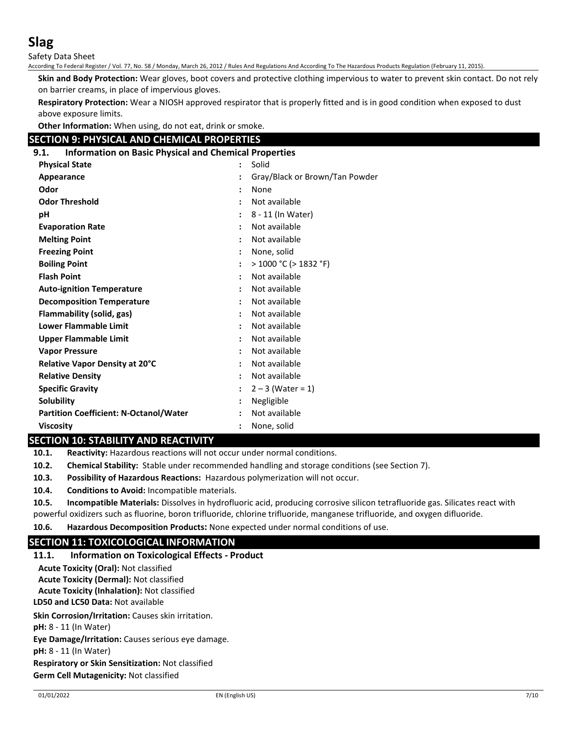**Skin and Body Protection:** Wear gloves, boot covers and protective clothing impervious to water to prevent skin contact. Do not rely on barrier creams, in place of impervious gloves.

**Respiratory Protection:** Wear a NIOSH approved respirator that is properly fitted and is in good condition when exposed to dust above exposure limits.

**Other Information:** When using, do not eat, drink or smoke.

## SECTION 9: PHYSICAL AND CHEMICAL PROPERTIES

### 9.1. Information on Basic Physical and Chemical Properties

| Property | | Value |
|---|---|---|
| **Physical State** | : | Solid |
| **Appearance** | : | Gray/Black or Brown/Tan Powder |
| **Odor** | : | None |
| **Odor Threshold** | : | Not available |
| **pH** | : | 8 - 11 (In Water) |
| **Evaporation Rate** | : | Not available |
| **Melting Point** | : | Not available |
| **Freezing Point** | : | None, solid |
| **Boiling Point** | : | > 1000 °C (> 1832 °F) |
| **Flash Point** | : | Not available |
| **Auto-ignition Temperature** | : | Not available |
| **Decomposition Temperature** | : | Not available |
| **Flammability (solid, gas)** | : | Not available |
| **Lower Flammable Limit** | : | Not available |
| **Upper Flammable Limit** | : | Not available |
| **Vapor Pressure** | : | Not available |
| **Relative Vapor Density at 20°C** | : | Not available |
| **Relative Density** | : | Not available |
| **Specific Gravity** | : | 2 – 3 (Water = 1) |
| **Solubility** | : | Negligible |
| **Partition Coefficient: N-Octanol/Water** | : | Not available |
| **Viscosity** | : | None, solid |

## SECTION 10: STABILITY AND REACTIVITY

**10.1. Reactivity:** Hazardous reactions will not occur under normal conditions.

**10.2. Chemical Stability:** Stable under recommended handling and storage conditions (see Section 7).

**10.3. Possibility of Hazardous Reactions:** Hazardous polymerization will not occur.

**10.4. Conditions to Avoid:** Incompatible materials.

**10.5. Incompatible Materials:** Dissolves in hydrofluoric acid, producing corrosive silicon tetrafluoride gas. Silicates react with powerful oxidizers such as fluorine, boron trifluoride, chlorine trifluoride, manganese trifluoride, and oxygen difluoride.

**10.6. Hazardous Decomposition Products:** None expected under normal conditions of use.

## SECTION 11: TOXICOLOGICAL INFORMATION

### 11.1. Information on Toxicological Effects - Product

**Acute Toxicity (Oral):** Not classified

**Acute Toxicity (Dermal):** Not classified

**Acute Toxicity (Inhalation):** Not classified

**LD50 and LC50 Data:** Not available

**Skin Corrosion/Irritation:** Causes skin irritation.

**pH:** 8 - 11 (In Water)

**Eye Damage/Irritation:** Causes serious eye damage.

**pH:** 8 - 11 (In Water)

**Respiratory or Skin Sensitization:** Not classified

**Germ Cell Mutagenicity:** Not classified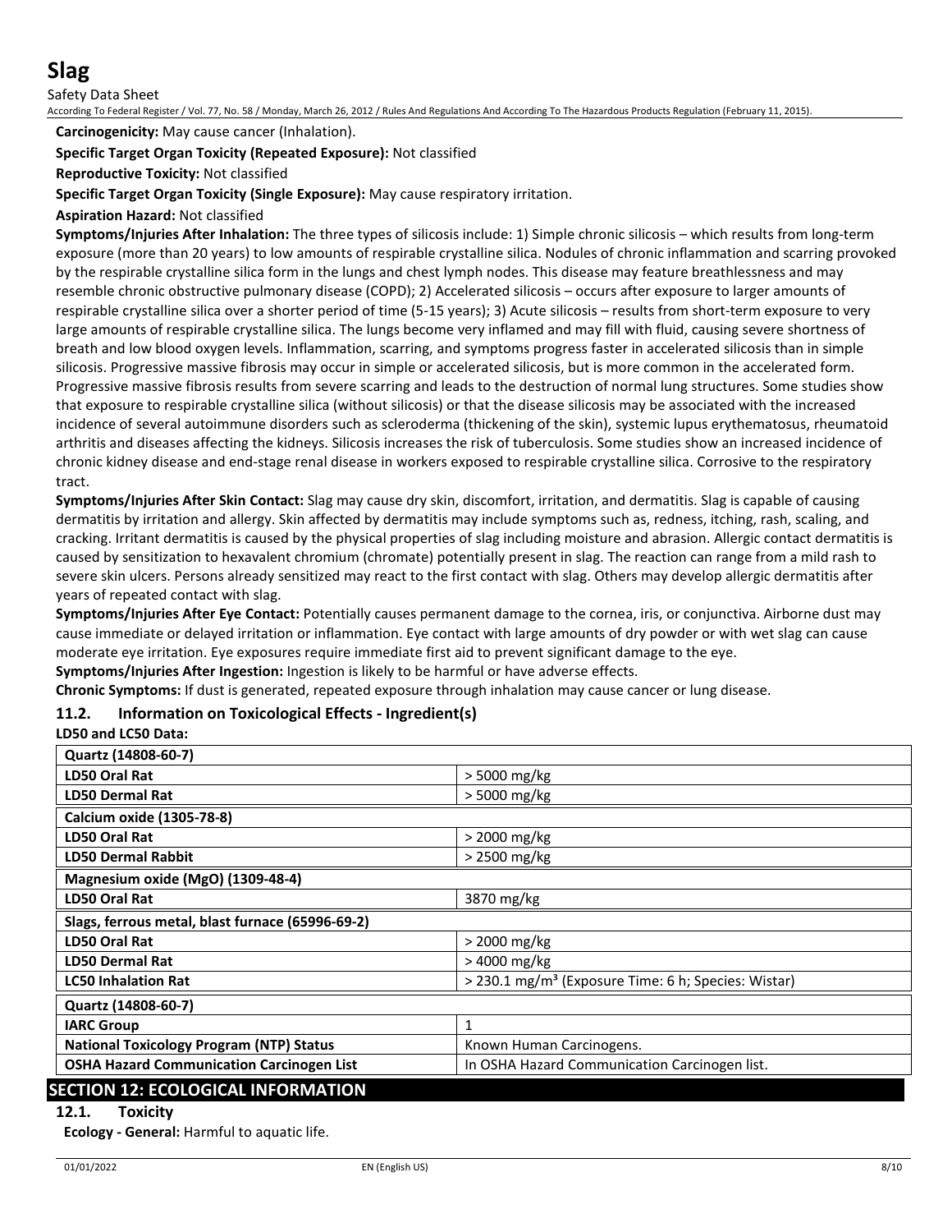**Carcinogenicity:** May cause cancer (Inhalation).

**Specific Target Organ Toxicity (Repeated Exposure):** Not classified

**Reproductive Toxicity:** Not classified

**Specific Target Organ Toxicity (Single Exposure):** May cause respiratory irritation.

**Aspiration Hazard:** Not classified

**Symptoms/Injuries After Inhalation:** The three types of silicosis include: 1) Simple chronic silicosis – which results from long-term exposure (more than 20 years) to low amounts of respirable crystalline silica. Nodules of chronic inflammation and scarring provoked by the respirable crystalline silica form in the lungs and chest lymph nodes. This disease may feature breathlessness and may resemble chronic obstructive pulmonary disease (COPD); 2) Accelerated silicosis – occurs after exposure to larger amounts of respirable crystalline silica over a shorter period of time (5-15 years); 3) Acute silicosis – results from short-term exposure to very large amounts of respirable crystalline silica. The lungs become very inflamed and may fill with fluid, causing severe shortness of breath and low blood oxygen levels. Inflammation, scarring, and symptoms progress faster in accelerated silicosis than in simple silicosis. Progressive massive fibrosis may occur in simple or accelerated silicosis, but is more common in the accelerated form. Progressive massive fibrosis results from severe scarring and leads to the destruction of normal lung structures. Some studies show that exposure to respirable crystalline silica (without silicosis) or that the disease silicosis may be associated with the increased incidence of several autoimmune disorders such as scleroderma (thickening of the skin), systemic lupus erythematosus, rheumatoid arthritis and diseases affecting the kidneys. Silicosis increases the risk of tuberculosis. Some studies show an increased incidence of chronic kidney disease and end-stage renal disease in workers exposed to respirable crystalline silica. Corrosive to the respiratory tract.

**Symptoms/Injuries After Skin Contact:** Slag may cause dry skin, discomfort, irritation, and dermatitis. Slag is capable of causing dermatitis by irritation and allergy. Skin affected by dermatitis may include symptoms such as, redness, itching, rash, scaling, and cracking. Irritant dermatitis is caused by the physical properties of slag including moisture and abrasion. Allergic contact dermatitis is caused by sensitization to hexavalent chromium (chromate) potentially present in slag. The reaction can range from a mild rash to severe skin ulcers. Persons already sensitized may react to the first contact with slag. Others may develop allergic dermatitis after years of repeated contact with slag.

**Symptoms/Injuries After Eye Contact:** Potentially causes permanent damage to the cornea, iris, or conjunctiva. Airborne dust may cause immediate or delayed irritation or inflammation. Eye contact with large amounts of dry powder or with wet slag can cause moderate eye irritation. Eye exposures require immediate first aid to prevent significant damage to the eye.

**Symptoms/Injuries After Ingestion:** Ingestion is likely to be harmful or have adverse effects.

**Chronic Symptoms:** If dust is generated, repeated exposure through inhalation may cause cancer or lung disease.

### 11.2. Information on Toxicological Effects - Ingredient(s)

**LD50 and LC50 Data:**

| **Quartz (14808-60-7)** | |
|---|---|
| **LD50 Oral Rat** | > 5000 mg/kg |
| **LD50 Dermal Rat** | > 5000 mg/kg |
| **Calcium oxide (1305-78-8)** | |
| **LD50 Oral Rat** | > 2000 mg/kg |
| **LD50 Dermal Rabbit** | > 2500 mg/kg |
| **Magnesium oxide (MgO) (1309-48-4)** | |
| **LD50 Oral Rat** | 3870 mg/kg |
| **Slags, ferrous metal, blast furnace (65996-69-2)** | |
| **LD50 Oral Rat** | > 2000 mg/kg |
| **LD50 Dermal Rat** | > 4000 mg/kg |
| **LC50 Inhalation Rat** | > 230.1 mg/m³ (Exposure Time: 6 h; Species: Wistar) |

| **Quartz (14808-60-7)** | |
|---|---|
| **IARC Group** | 1 |
| **National Toxicology Program (NTP) Status** | Known Human Carcinogens. |
| **OSHA Hazard Communication Carcinogen List** | In OSHA Hazard Communication Carcinogen list. |

## SECTION 12: ECOLOGICAL INFORMATION

### 12.1. Toxicity

**Ecology - General:** Harmful to aquatic life.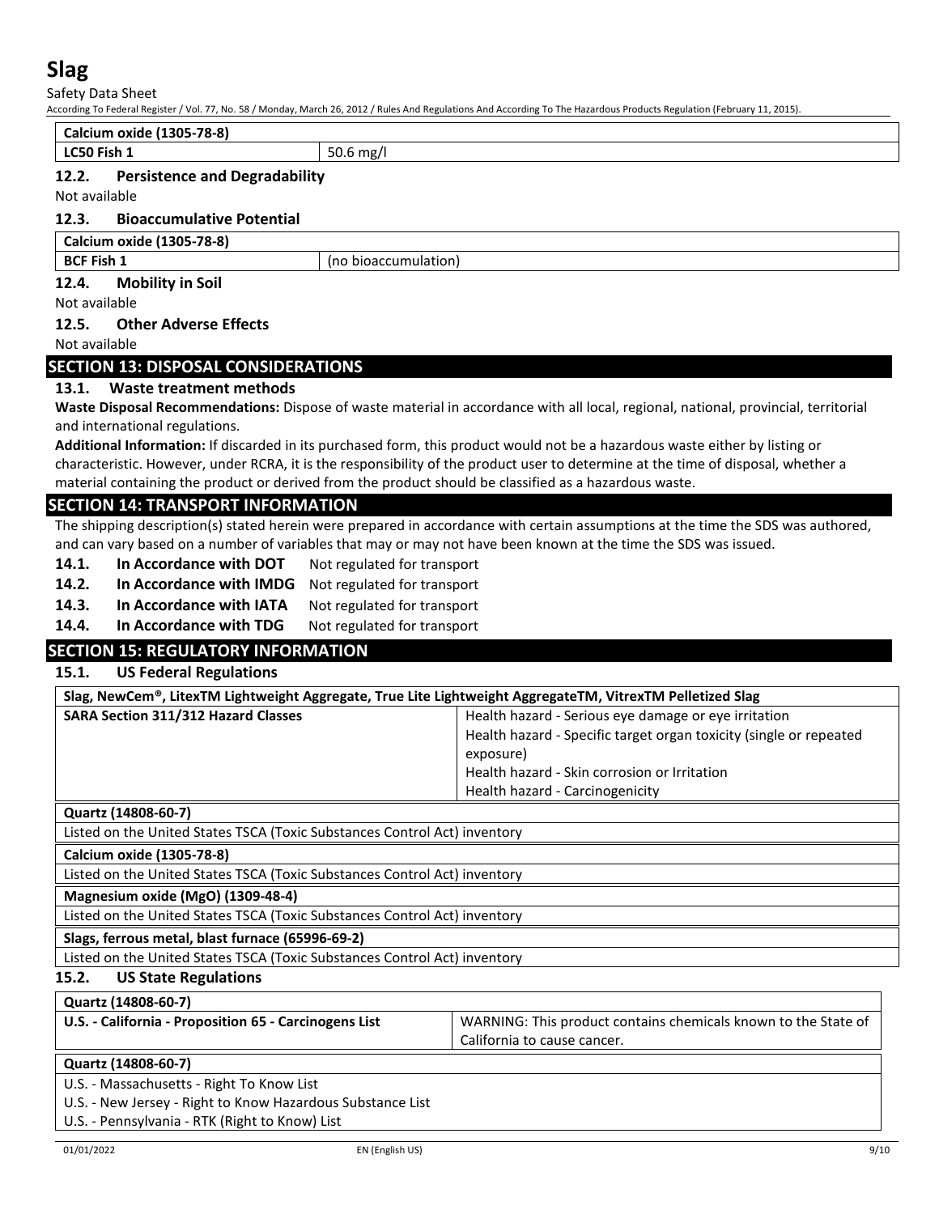| Calcium oxide (1305-78-8) | |
| --- | --- |
| LC50 Fish 1 | 50.6 mg/l |

### 12.2. Persistence and Degradability

Not available

### 12.3. Bioaccumulative Potential

| Calcium oxide (1305-78-8) | |
| --- | --- |
| BCF Fish 1 | (no bioaccumulation) |

### 12.4. Mobility in Soil

Not available

### 12.5. Other Adverse Effects

Not available

## SECTION 13: DISPOSAL CONSIDERATIONS

### 13.1. Waste treatment methods

**Waste Disposal Recommendations:** Dispose of waste material in accordance with all local, regional, national, provincial, territorial and international regulations.

**Additional Information:** If discarded in its purchased form, this product would not be a hazardous waste either by listing or characteristic. However, under RCRA, it is the responsibility of the product user to determine at the time of disposal, whether a material containing the product or derived from the product should be classified as a hazardous waste.

## SECTION 14: TRANSPORT INFORMATION

The shipping description(s) stated herein were prepared in accordance with certain assumptions at the time the SDS was authored, and can vary based on a number of variables that may or may not have been known at the time the SDS was issued.

**14.1. In Accordance with DOT** Not regulated for transport

**14.2. In Accordance with IMDG** Not regulated for transport

**14.3. In Accordance with IATA** Not regulated for transport

**14.4. In Accordance with TDG** Not regulated for transport

## SECTION 15: REGULATORY INFORMATION

### 15.1. US Federal Regulations

| Slag, NewCem®, LitexTM Lightweight Aggregate, True Lite Lightweight AggregateTM, VitrexTM Pelletized Slag | |
| --- | --- |
| SARA Section 311/312 Hazard Classes | Health hazard - Serious eye damage or eye irritation<br>Health hazard - Specific target organ toxicity (single or repeated exposure)<br>Health hazard - Skin corrosion or Irritation<br>Health hazard - Carcinogenicity |

| Quartz (14808-60-7) |
| --- |
| Listed on the United States TSCA (Toxic Substances Control Act) inventory |

| Calcium oxide (1305-78-8) |
| --- |
| Listed on the United States TSCA (Toxic Substances Control Act) inventory |

| Magnesium oxide (MgO) (1309-48-4) |
| --- |
| Listed on the United States TSCA (Toxic Substances Control Act) inventory |

| Slags, ferrous metal, blast furnace (65996-69-2) |
| --- |
| Listed on the United States TSCA (Toxic Substances Control Act) inventory |

### 15.2. US State Regulations

| Quartz (14808-60-7) | |
| --- | --- |
| U.S. - California - Proposition 65 - Carcinogens List | WARNING: This product contains chemicals known to the State of California to cause cancer. |

| Quartz (14808-60-7) |
| --- |
| U.S. - Massachusetts - Right To Know List |
| U.S. - New Jersey - Right to Know Hazardous Substance List |
| U.S. - Pennsylvania - RTK (Right to Know) List |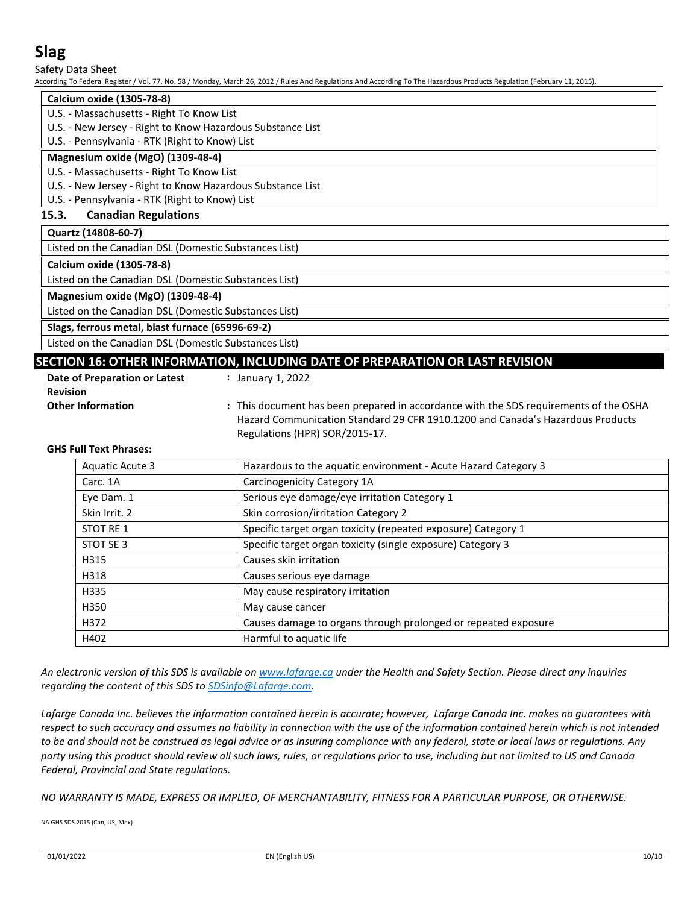| Calcium oxide (1305-78-8) |
| --- |
| U.S. - Massachusetts - Right To Know List |
| U.S. - New Jersey - Right to Know Hazardous Substance List |
| U.S. - Pennsylvania - RTK (Right to Know) List |

| Magnesium oxide (MgO) (1309-48-4) |
| --- |
| U.S. - Massachusetts - Right To Know List |
| U.S. - New Jersey - Right to Know Hazardous Substance List |
| U.S. - Pennsylvania - RTK (Right to Know) List |

### 15.3. Canadian Regulations

| Quartz (14808-60-7) |
| --- |
| Listed on the Canadian DSL (Domestic Substances List) |

| Calcium oxide (1305-78-8) |
| --- |
| Listed on the Canadian DSL (Domestic Substances List) |

| Magnesium oxide (MgO) (1309-48-4) |
| --- |
| Listed on the Canadian DSL (Domestic Substances List) |

| Slags, ferrous metal, blast furnace (65996-69-2) |
| --- |
| Listed on the Canadian DSL (Domestic Substances List) |

## SECTION 16: OTHER INFORMATION, INCLUDING DATE OF PREPARATION OR LAST REVISION

**Date of Preparation or Latest Revision** : January 1, 2022

**Other Information** : This document has been prepared in accordance with the SDS requirements of the OSHA Hazard Communication Standard 29 CFR 1910.1200 and Canada's Hazardous Products Regulations (HPR) SOR/2015-17.

**GHS Full Text Phrases:**

| | |
| --- | --- |
| Aquatic Acute 3 | Hazardous to the aquatic environment - Acute Hazard Category 3 |
| Carc. 1A | Carcinogenicity Category 1A |
| Eye Dam. 1 | Serious eye damage/eye irritation Category 1 |
| Skin Irrit. 2 | Skin corrosion/irritation Category 2 |
| STOT RE 1 | Specific target organ toxicity (repeated exposure) Category 1 |
| STOT SE 3 | Specific target organ toxicity (single exposure) Category 3 |
| H315 | Causes skin irritation |
| H318 | Causes serious eye damage |
| H335 | May cause respiratory irritation |
| H350 | May cause cancer |
| H372 | Causes damage to organs through prolonged or repeated exposure |
| H402 | Harmful to aquatic life |

*An electronic version of this SDS is available on www.lafarge.ca under the Health and Safety Section. Please direct any inquiries regarding the content of this SDS to SDSinfo@Lafarge.com.*

*Lafarge Canada Inc. believes the information contained herein is accurate; however, Lafarge Canada Inc. makes no guarantees with respect to such accuracy and assumes no liability in connection with the use of the information contained herein which is not intended to be and should not be construed as legal advice or as insuring compliance with any federal, state or local laws or regulations. Any party using this product should review all such laws, rules, or regulations prior to use, including but not limited to US and Canada Federal, Provincial and State regulations.*

*NO WARRANTY IS MADE, EXPRESS OR IMPLIED, OF MERCHANTABILITY, FITNESS FOR A PARTICULAR PURPOSE, OR OTHERWISE.*

NA GHS SDS 2015 (Can, US, Mex)